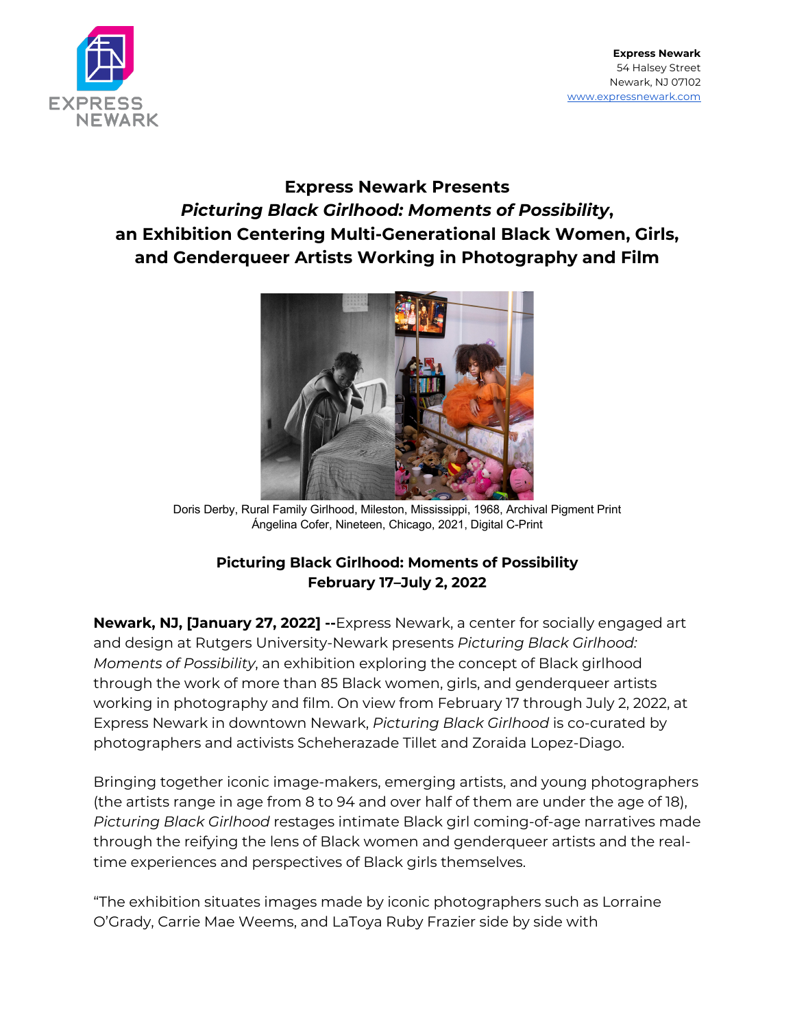Express Newark
54 Halsey Street
Newark, NJ 07102
www.expressnewark.com

# Express Newark Presents *Picturing Black Girlhood: Moments of Possibility*, an Exhibition Centering Multi-Generational Black Women, Girls, and Genderqueer Artists Working in Photography and Film

Doris Derby, Rural Family Girlhood, Mileston, Mississippi, 1968, Archival Pigment Print
Ángelina Cofer, Nineteen, Chicago, 2021, Digital C-Print

**Picturing Black Girlhood: Moments of Possibility**
**February 17–July 2, 2022**

**Newark, NJ, [January 27, 2022] --**Express Newark, a center for socially engaged art and design at Rutgers University-Newark presents *Picturing Black Girlhood: Moments of Possibility*, an exhibition exploring the concept of Black girlhood through the work of more than 85 Black women, girls, and genderqueer artists working in photography and film. On view from February 17 through July 2, 2022, at Express Newark in downtown Newark, *Picturing Black Girlhood* is co-curated by photographers and activists Scheherazade Tillet and Zoraida Lopez-Diago.

Bringing together iconic image-makers, emerging artists, and young photographers (the artists range in age from 8 to 94 and over half of them are under the age of 18), *Picturing Black Girlhood* restages intimate Black girl coming-of-age narratives made through the reifying the lens of Black women and genderqueer artists and the real-time experiences and perspectives of Black girls themselves.

"The exhibition situates images made by iconic photographers such as Lorraine O'Grady, Carrie Mae Weems, and LaToya Ruby Frazier side by side with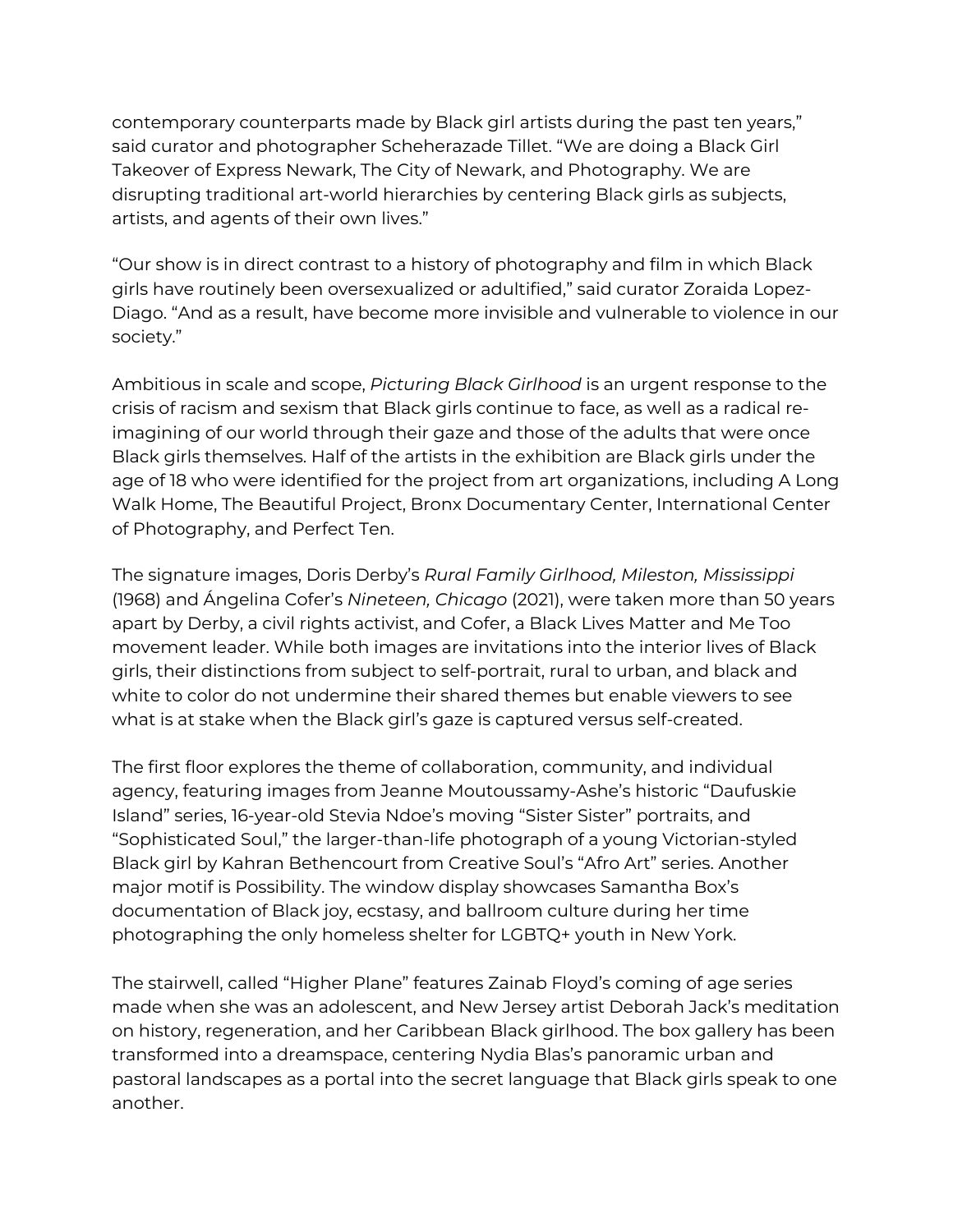contemporary counterparts made by Black girl artists during the past ten years," said curator and photographer Scheherazade Tillet. "We are doing a Black Girl Takeover of Express Newark, The City of Newark, and Photography. We are disrupting traditional art-world hierarchies by centering Black girls as subjects, artists, and agents of their own lives."

"Our show is in direct contrast to a history of photography and film in which Black girls have routinely been oversexualized or adultified," said curator Zoraida Lopez-Diago. "And as a result, have become more invisible and vulnerable to violence in our society."

Ambitious in scale and scope, *Picturing Black Girlhood* is an urgent response to the crisis of racism and sexism that Black girls continue to face, as well as a radical re-imagining of our world through their gaze and those of the adults that were once Black girls themselves. Half of the artists in the exhibition are Black girls under the age of 18 who were identified for the project from art organizations, including A Long Walk Home, The Beautiful Project, Bronx Documentary Center, International Center of Photography, and Perfect Ten.

The signature images, Doris Derby's *Rural Family Girlhood, Mileston, Mississippi* (1968) and Ángelina Cofer's *Nineteen, Chicago* (2021), were taken more than 50 years apart by Derby, a civil rights activist, and Cofer, a Black Lives Matter and Me Too movement leader. While both images are invitations into the interior lives of Black girls, their distinctions from subject to self-portrait, rural to urban, and black and white to color do not undermine their shared themes but enable viewers to see what is at stake when the Black girl's gaze is captured versus self-created.

The first floor explores the theme of collaboration, community, and individual agency, featuring images from Jeanne Moutoussamy-Ashe's historic "Daufuskie Island" series, 16-year-old Stevia Ndoe's moving "Sister Sister" portraits, and "Sophisticated Soul," the larger-than-life photograph of a young Victorian-styled Black girl by Kahran Bethencourt from Creative Soul's "Afro Art" series. Another major motif is Possibility. The window display showcases Samantha Box's documentation of Black joy, ecstasy, and ballroom culture during her time photographing the only homeless shelter for LGBTQ+ youth in New York.

The stairwell, called "Higher Plane" features Zainab Floyd's coming of age series made when she was an adolescent, and New Jersey artist Deborah Jack's meditation on history, regeneration, and her Caribbean Black girlhood. The box gallery has been transformed into a dreamspace, centering Nydia Blas's panoramic urban and pastoral landscapes as a portal into the secret language that Black girls speak to one another.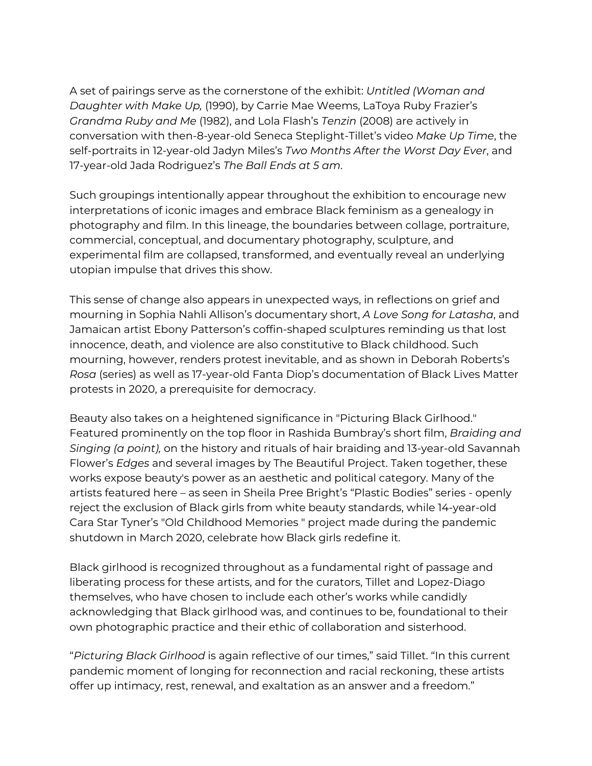A set of pairings serve as the cornerstone of the exhibit: *Untitled (Woman and Daughter with Make Up,* (1990), by Carrie Mae Weems, LaToya Ruby Frazier's *Grandma Ruby and Me* (1982), and Lola Flash's *Tenzin* (2008) are actively in conversation with then-8-year-old Seneca Steplight-Tillet's video *Make Up Time*, the self-portraits in 12-year-old Jadyn Miles's *Two Months After the Worst Day Ever*, and 17-year-old Jada Rodriguez's *The Ball Ends at 5 am*.

Such groupings intentionally appear throughout the exhibition to encourage new interpretations of iconic images and embrace Black feminism as a genealogy in photography and film. In this lineage, the boundaries between collage, portraiture, commercial, conceptual, and documentary photography, sculpture, and experimental film are collapsed, transformed, and eventually reveal an underlying utopian impulse that drives this show.

This sense of change also appears in unexpected ways, in reflections on grief and mourning in Sophia Nahli Allison's documentary short, *A Love Song for Latasha*, and Jamaican artist Ebony Patterson's coffin-shaped sculptures reminding us that lost innocence, death, and violence are also constitutive to Black childhood. Such mourning, however, renders protest inevitable, and as shown in Deborah Roberts's *Rosa* (series) as well as 17-year-old Fanta Diop's documentation of Black Lives Matter protests in 2020, a prerequisite for democracy.

Beauty also takes on a heightened significance in "Picturing Black Girlhood." Featured prominently on the top floor in Rashida Bumbray's short film, *Braiding and Singing (a point),* on the history and rituals of hair braiding and 13-year-old Savannah Flower's *Edges* and several images by The Beautiful Project. Taken together, these works expose beauty's power as an aesthetic and political category. Many of the artists featured here – as seen in Sheila Pree Bright's "Plastic Bodies" series - openly reject the exclusion of Black girls from white beauty standards, while 14-year-old Cara Star Tyner's "Old Childhood Memories " project made during the pandemic shutdown in March 2020, celebrate how Black girls redefine it.

Black girlhood is recognized throughout as a fundamental right of passage and liberating process for these artists, and for the curators, Tillet and Lopez-Diago themselves, who have chosen to include each other's works while candidly acknowledging that Black girlhood was, and continues to be, foundational to their own photographic practice and their ethic of collaboration and sisterhood.

"*Picturing Black Girlhood* is again reflective of our times," said Tillet. "In this current pandemic moment of longing for reconnection and racial reckoning, these artists offer up intimacy, rest, renewal, and exaltation as an answer and a freedom."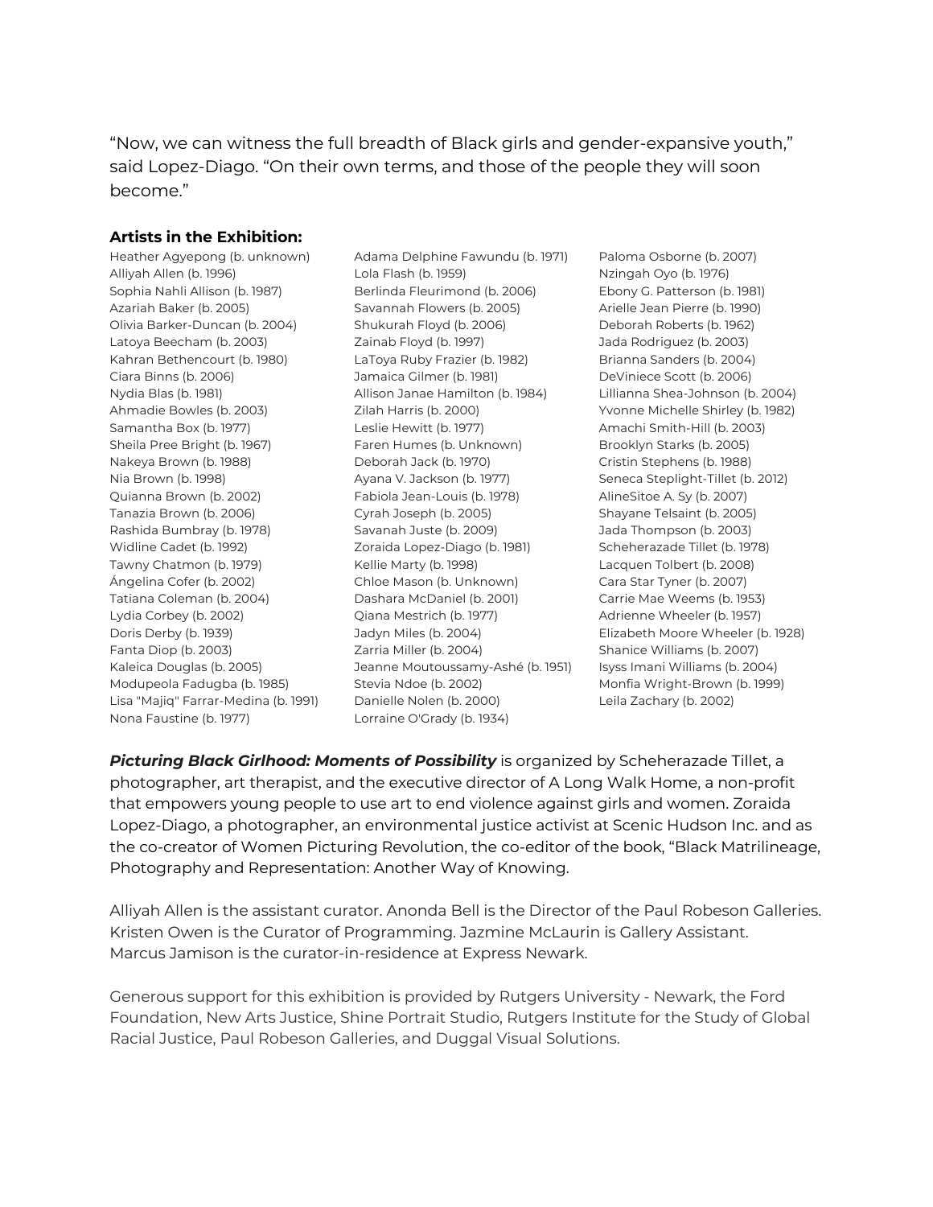"Now, we can witness the full breadth of Black girls and gender-expansive youth," said Lopez-Diago. "On their own terms, and those of the people they will soon become."

**Artists in the Exhibition:**

Heather Agyepong (b. unknown)
Alliyah Allen (b. 1996)
Sophia Nahli Allison (b. 1987)
Azariah Baker (b. 2005)
Olivia Barker-Duncan (b. 2004)
Latoya Beecham (b. 2003)
Kahran Bethencourt (b. 1980)
Ciara Binns (b. 2006)
Nydia Blas (b. 1981)
Ahmadie Bowles (b. 2003)
Samantha Box (b. 1977)
Sheila Pree Bright (b. 1967)
Nakeya Brown (b. 1988)
Nia Brown (b. 1998)
Quianna Brown (b. 2002)
Tanazia Brown (b. 2006)
Rashida Bumbray (b. 1978)
Widline Cadet (b. 1992)
Tawny Chatmon (b. 1979)
Ángelina Cofer (b. 2002)
Tatiana Coleman (b. 2004)
Lydia Corbey (b. 2002)
Doris Derby (b. 1939)
Fanta Diop (b. 2003)
Kaleica Douglas (b. 2005)
Modupeola Fadugba (b. 1985)
Lisa "Majiq" Farrar-Medina (b. 1991)
Nona Faustine (b. 1977)
Adama Delphine Fawundu (b. 1971)
Lola Flash (b. 1959)
Berlinda Fleurimond (b. 2006)
Savannah Flowers (b. 2005)
Shukurah Floyd (b. 2006)
Zainab Floyd (b. 1997)
LaToya Ruby Frazier (b. 1982)
Jamaica Gilmer (b. 1981)
Allison Janae Hamilton (b. 1984)
Zilah Harris (b. 2000)
Leslie Hewitt (b. 1977)
Faren Humes (b. Unknown)
Deborah Jack (b. 1970)
Ayana V. Jackson (b. 1977)
Fabiola Jean-Louis (b. 1978)
Cyrah Joseph (b. 2005)
Savanah Juste (b. 2009)
Zoraida Lopez-Diago (b. 1981)
Kellie Marty (b. 1998)
Chloe Mason (b. Unknown)
Dashara McDaniel (b. 2001)
Qiana Mestrich (b. 1977)
Jadyn Miles (b. 2004)
Zarria Miller (b. 2004)
Jeanne Moutoussamy-Ashé (b. 1951)
Stevia Ndoe (b. 2002)
Danielle Nolen (b. 2000)
Lorraine O'Grady (b. 1934)
Paloma Osborne (b. 2007)
Nzingah Oyo (b. 1976)
Ebony G. Patterson (b. 1981)
Arielle Jean Pierre (b. 1990)
Deborah Roberts (b. 1962)
Jada Rodriguez (b. 2003)
Brianna Sanders (b. 2004)
DeViniece Scott (b. 2006)
Lillianna Shea-Johnson (b. 2004)
Yvonne Michelle Shirley (b. 1982)
Amachi Smith-Hill (b. 2003)
Brooklyn Starks (b. 2005)
Cristin Stephens (b. 1988)
Seneca Steplight-Tillet (b. 2012)
AlineSitoe A. Sy (b. 2007)
Shayane Telsaint (b. 2005)
Jada Thompson (b. 2003)
Scheherazade Tillet (b. 1978)
Lacquen Tolbert (b. 2008)
Cara Star Tyner (b. 2007)
Carrie Mae Weems (b. 1953)
Adrienne Wheeler (b. 1957)
Elizabeth Moore Wheeler (b. 1928)
Shanice Williams (b. 2007)
Isyss Imani Williams (b. 2004)
Monfia Wright-Brown (b. 1999)
Leila Zachary (b. 2002)

***Picturing Black Girlhood: Moments of Possibility*** is organized by Scheherazade Tillet, a photographer, art therapist, and the executive director of A Long Walk Home, a non-profit that empowers young people to use art to end violence against girls and women. Zoraida Lopez-Diago, a photographer, an environmental justice activist at Scenic Hudson Inc. and as the co-creator of Women Picturing Revolution, the co-editor of the book, "Black Matrilineage, Photography and Representation: Another Way of Knowing.

Alliyah Allen is the assistant curator. Anonda Bell is the Director of the Paul Robeson Galleries. Kristen Owen is the Curator of Programming. Jazmine McLaurin is Gallery Assistant. Marcus Jamison is the curator-in-residence at Express Newark.

Generous support for this exhibition is provided by Rutgers University - Newark, the Ford Foundation, New Arts Justice, Shine Portrait Studio, Rutgers Institute for the Study of Global Racial Justice, Paul Robeson Galleries, and Duggal Visual Solutions.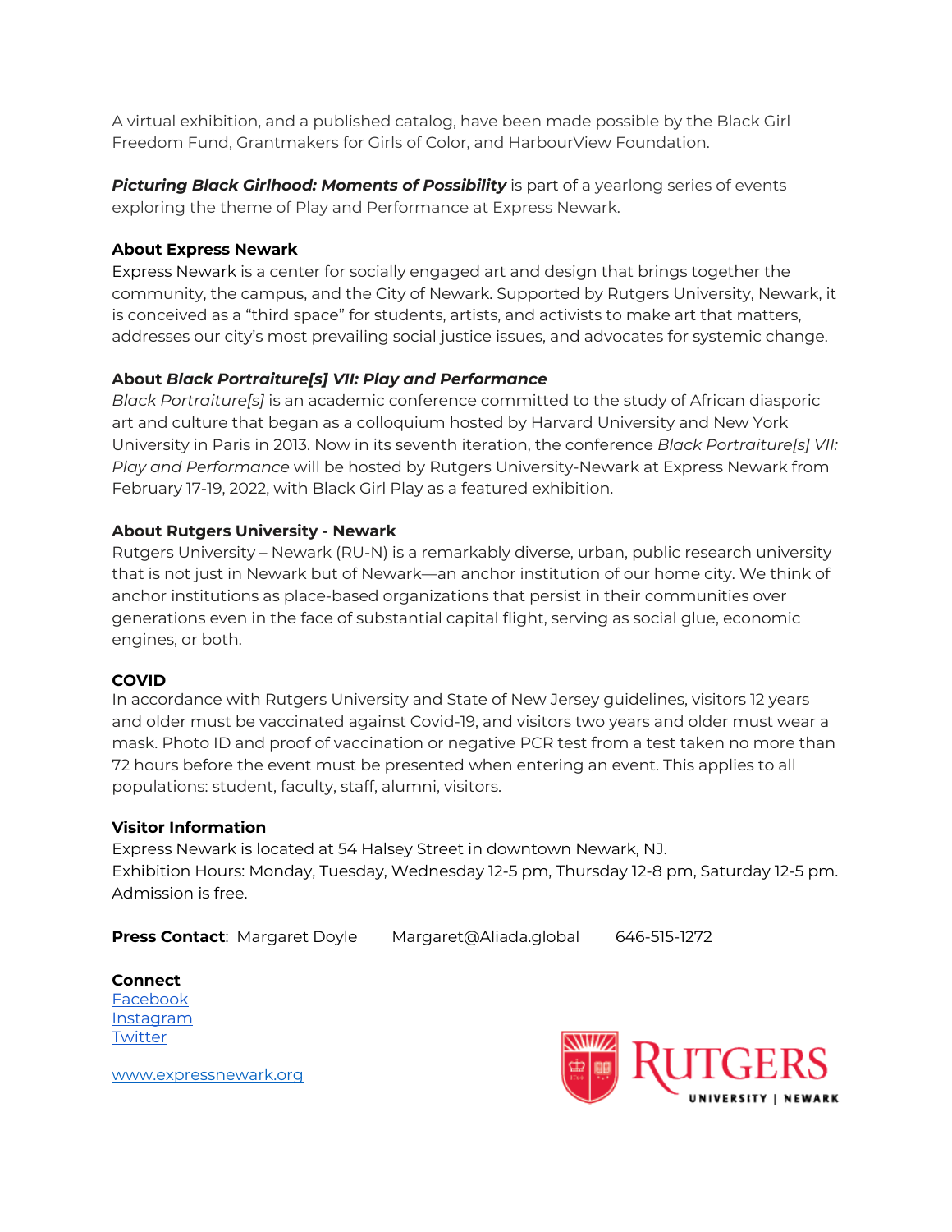A virtual exhibition, and a published catalog, have been made possible by the Black Girl Freedom Fund, Grantmakers for Girls of Color, and HarbourView Foundation.

***Picturing Black Girlhood: Moments of Possibility*** is part of a yearlong series of events exploring the theme of Play and Performance at Express Newark.

**About Express Newark**

Express Newark is a center for socially engaged art and design that brings together the community, the campus, and the City of Newark. Supported by Rutgers University, Newark, it is conceived as a "third space" for students, artists, and activists to make art that matters, addresses our city's most prevailing social justice issues, and advocates for systemic change.

**About *Black Portraiture[s] VII: Play and Performance***

*Black Portraiture[s]* is an academic conference committed to the study of African diasporic art and culture that began as a colloquium hosted by Harvard University and New York University in Paris in 2013. Now in its seventh iteration, the conference *Black Portraiture[s] VII: Play and Performance* will be hosted by Rutgers University-Newark at Express Newark from February 17-19, 2022, with Black Girl Play as a featured exhibition.

**About Rutgers University - Newark**

Rutgers University – Newark (RU-N) is a remarkably diverse, urban, public research university that is not just in Newark but of Newark—an anchor institution of our home city. We think of anchor institutions as place-based organizations that persist in their communities over generations even in the face of substantial capital flight, serving as social glue, economic engines, or both.

**COVID**

In accordance with Rutgers University and State of New Jersey guidelines, visitors 12 years and older must be vaccinated against Covid-19, and visitors two years and older must wear a mask. Photo ID and proof of vaccination or negative PCR test from a test taken no more than 72 hours before the event must be presented when entering an event. This applies to all populations: student, faculty, staff, alumni, visitors.

**Visitor Information**

Express Newark is located at 54 Halsey Street in downtown Newark, NJ.
Exhibition Hours: Monday, Tuesday, Wednesday 12-5 pm, Thursday 12-8 pm, Saturday 12-5 pm.
Admission is free.

**Press Contact**: Margaret Doyle    Margaret@Aliada.global    646-515-1272

**Connect**
[Facebook]
[Instagram]
[Twitter]

www.expressnewark.org

RUTGERS
UNIVERSITY | NEWARK